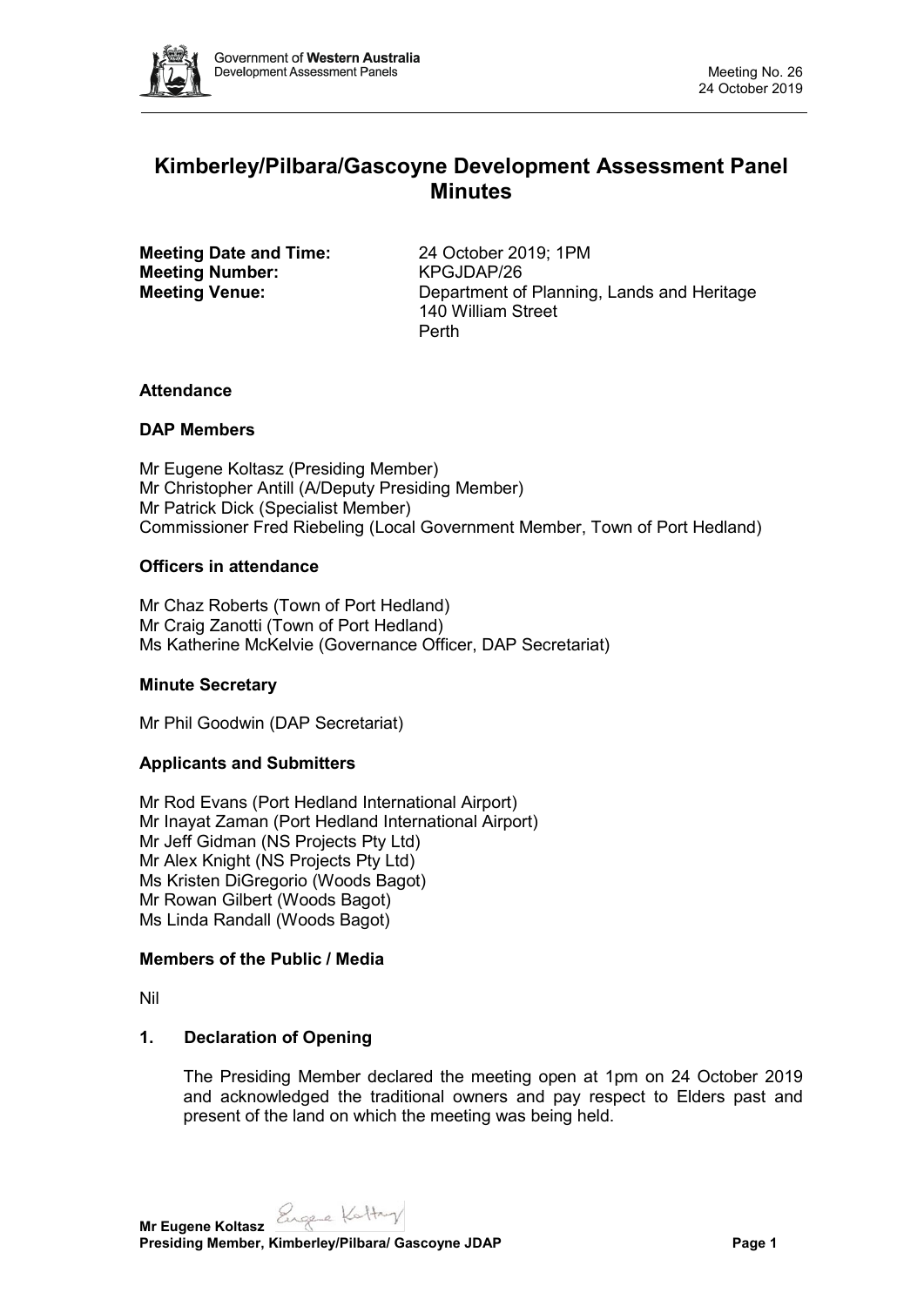# Kimberley/Pilbara/Gascoyne Development Assessment Panel Minutes

**Meeting Date and Time:** 24 October 2019; 1PM
**Meeting Number:** KPGJDAP/26
**Meeting Venue:** Department of Planning, Lands and Heritage
140 William Street
Perth

### Attendance

### DAP Members

Mr Eugene Koltasz (Presiding Member)
Mr Christopher Antill (A/Deputy Presiding Member)
Mr Patrick Dick (Specialist Member)
Commissioner Fred Riebeling (Local Government Member, Town of Port Hedland)

### Officers in attendance

Mr Chaz Roberts (Town of Port Hedland)
Mr Craig Zanotti (Town of Port Hedland)
Ms Katherine McKelvie (Governance Officer, DAP Secretariat)

### Minute Secretary

Mr Phil Goodwin (DAP Secretariat)

### Applicants and Submitters

Mr Rod Evans (Port Hedland International Airport)
Mr Inayat Zaman (Port Hedland International Airport)
Mr Jeff Gidman (NS Projects Pty Ltd)
Mr Alex Knight (NS Projects Pty Ltd)
Ms Kristen DiGregorio (Woods Bagot)
Mr Rowan Gilbert (Woods Bagot)
Ms Linda Randall (Woods Bagot)

### Members of the Public / Media

Nil

### 1. Declaration of Opening

The Presiding Member declared the meeting open at 1pm on 24 October 2019 and acknowledged the traditional owners and pay respect to Elders past and present of the land on which the meeting was being held.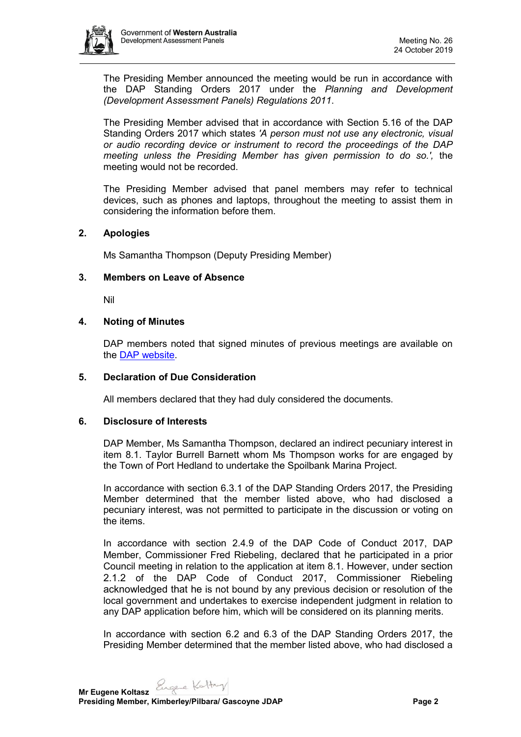The Presiding Member announced the meeting would be run in accordance with the DAP Standing Orders 2017 under the *Planning and Development (Development Assessment Panels) Regulations 2011*.

The Presiding Member advised that in accordance with Section 5.16 of the DAP Standing Orders 2017 which states *'A person must not use any electronic, visual or audio recording device or instrument to record the proceedings of the DAP meeting unless the Presiding Member has given permission to do so.',* the meeting would not be recorded.

The Presiding Member advised that panel members may refer to technical devices, such as phones and laptops, throughout the meeting to assist them in considering the information before them.

## 2. Apologies

Ms Samantha Thompson (Deputy Presiding Member)

## 3. Members on Leave of Absence

Nil

## 4. Noting of Minutes

DAP members noted that signed minutes of previous meetings are available on the DAP website.

## 5. Declaration of Due Consideration

All members declared that they had duly considered the documents.

## 6. Disclosure of Interests

DAP Member, Ms Samantha Thompson, declared an indirect pecuniary interest in item 8.1. Taylor Burrell Barnett whom Ms Thompson works for are engaged by the Town of Port Hedland to undertake the Spoilbank Marina Project.

In accordance with section 6.3.1 of the DAP Standing Orders 2017, the Presiding Member determined that the member listed above, who had disclosed a pecuniary interest, was not permitted to participate in the discussion or voting on the items.

In accordance with section 2.4.9 of the DAP Code of Conduct 2017, DAP Member, Commissioner Fred Riebeling, declared that he participated in a prior Council meeting in relation to the application at item 8.1. However, under section 2.1.2 of the DAP Code of Conduct 2017, Commissioner Riebeling acknowledged that he is not bound by any previous decision or resolution of the local government and undertakes to exercise independent judgment in relation to any DAP application before him, which will be considered on its planning merits.

In accordance with section 6.2 and 6.3 of the DAP Standing Orders 2017, the Presiding Member determined that the member listed above, who had disclosed a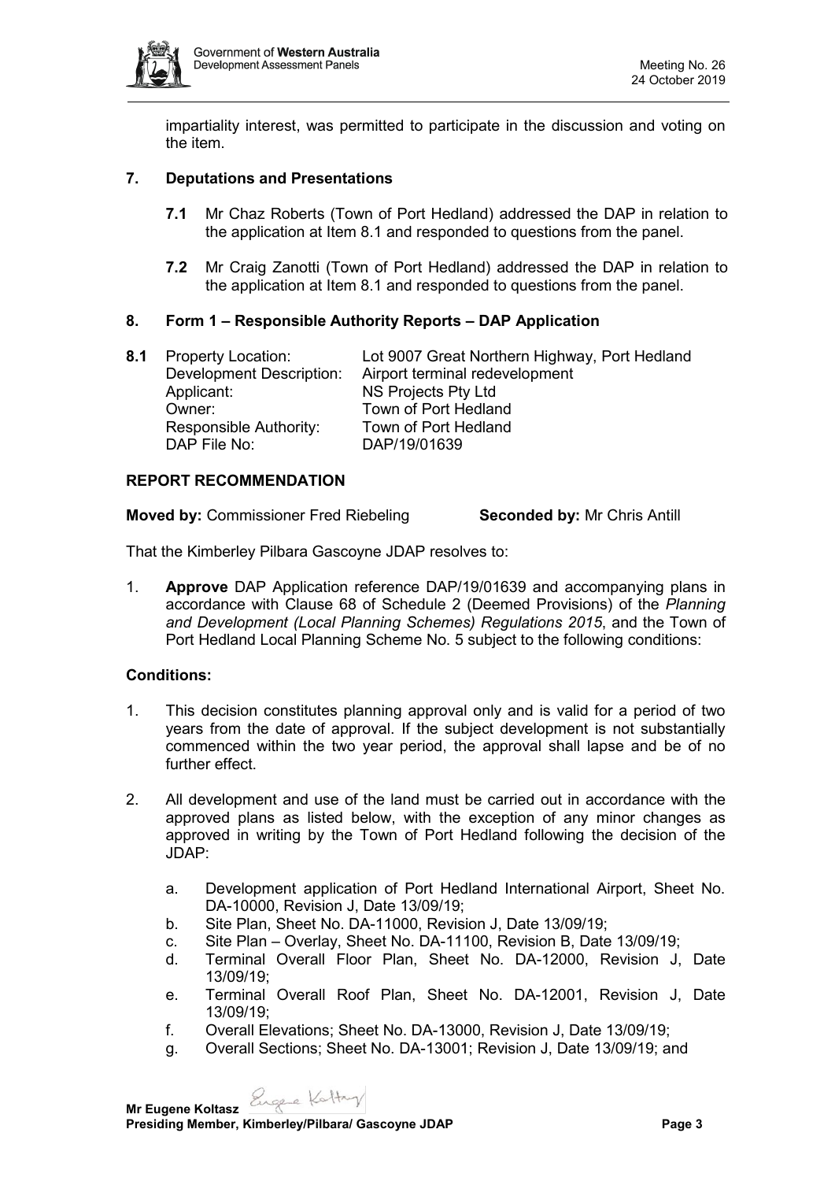impartiality interest, was permitted to participate in the discussion and voting on the item.

## 7. Deputations and Presentations

**7.1** Mr Chaz Roberts (Town of Port Hedland) addressed the DAP in relation to the application at Item 8.1 and responded to questions from the panel.

**7.2** Mr Craig Zanotti (Town of Port Hedland) addressed the DAP in relation to the application at Item 8.1 and responded to questions from the panel.

## 8. Form 1 – Responsible Authority Reports – DAP Application

**8.1** Property Location: Lot 9007 Great Northern Highway, Port Hedland
Development Description: Airport terminal redevelopment
Applicant: NS Projects Pty Ltd
Owner: Town of Port Hedland
Responsible Authority: Town of Port Hedland
DAP File No: DAP/19/01639

### REPORT RECOMMENDATION

**Moved by:** Commissioner Fred Riebeling **Seconded by:** Mr Chris Antill

That the Kimberley Pilbara Gascoyne JDAP resolves to:

1. **Approve** DAP Application reference DAP/19/01639 and accompanying plans in accordance with Clause 68 of Schedule 2 (Deemed Provisions) of the *Planning and Development (Local Planning Schemes) Regulations 2015*, and the Town of Port Hedland Local Planning Scheme No. 5 subject to the following conditions:

### Conditions:

1. This decision constitutes planning approval only and is valid for a period of two years from the date of approval. If the subject development is not substantially commenced within the two year period, the approval shall lapse and be of no further effect.

2. All development and use of the land must be carried out in accordance with the approved plans as listed below, with the exception of any minor changes as approved in writing by the Town of Port Hedland following the decision of the JDAP:

   a. Development application of Port Hedland International Airport, Sheet No. DA-10000, Revision J, Date 13/09/19;
   b. Site Plan, Sheet No. DA-11000, Revision J, Date 13/09/19;
   c. Site Plan – Overlay, Sheet No. DA-11100, Revision B, Date 13/09/19;
   d. Terminal Overall Floor Plan, Sheet No. DA-12000, Revision J, Date 13/09/19;
   e. Terminal Overall Roof Plan, Sheet No. DA-12001, Revision J, Date 13/09/19;
   f. Overall Elevations; Sheet No. DA-13000, Revision J, Date 13/09/19;
   g. Overall Sections; Sheet No. DA-13001; Revision J, Date 13/09/19; and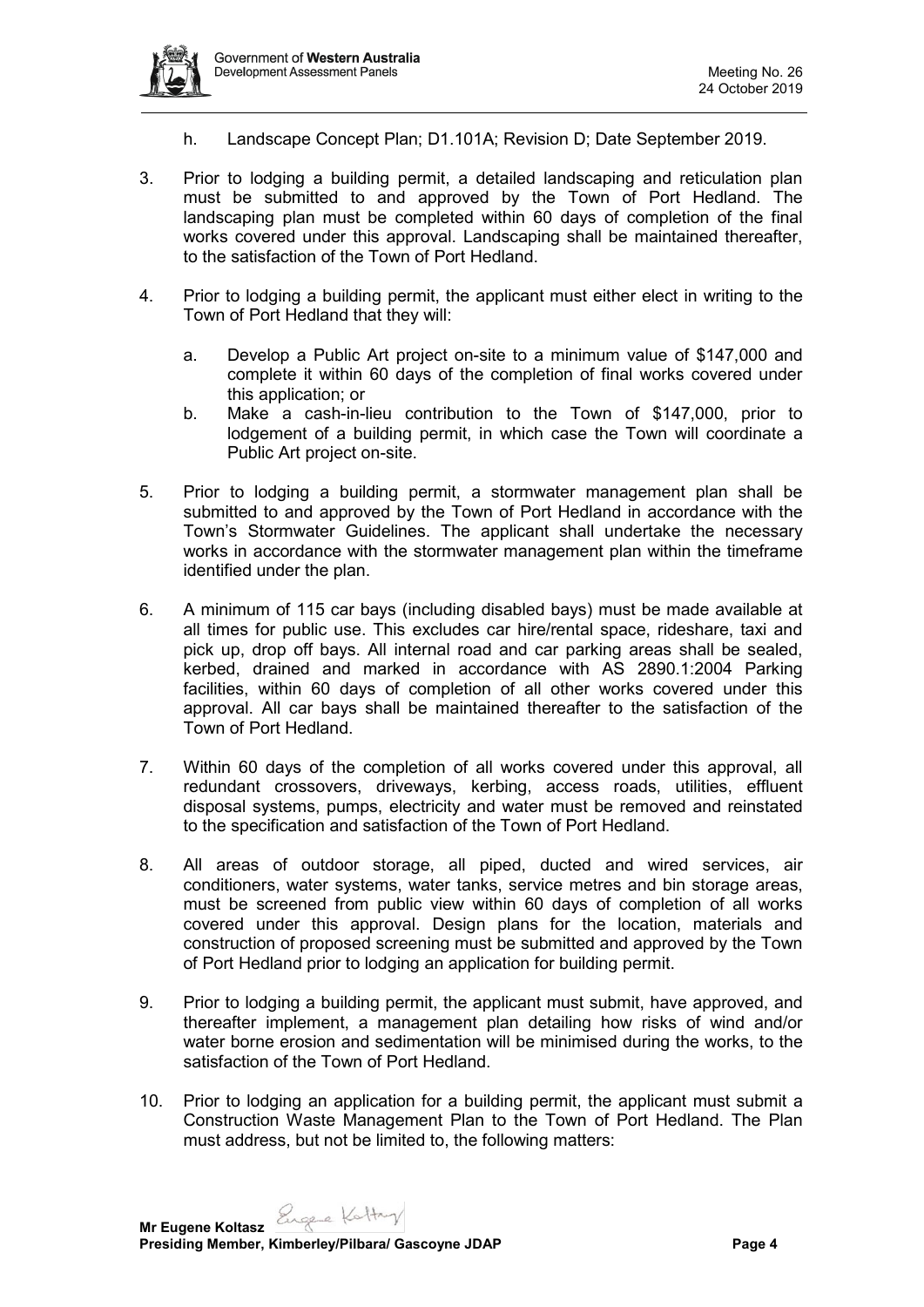h. Landscape Concept Plan; D1.101A; Revision D; Date September 2019.

3. Prior to lodging a building permit, a detailed landscaping and reticulation plan must be submitted to and approved by the Town of Port Hedland. The landscaping plan must be completed within 60 days of completion of the final works covered under this approval. Landscaping shall be maintained thereafter, to the satisfaction of the Town of Port Hedland.

4. Prior to lodging a building permit, the applicant must either elect in writing to the Town of Port Hedland that they will:

   a. Develop a Public Art project on-site to a minimum value of $147,000 and complete it within 60 days of the completion of final works covered under this application; or
   b. Make a cash-in-lieu contribution to the Town of $147,000, prior to lodgement of a building permit, in which case the Town will coordinate a Public Art project on-site.

5. Prior to lodging a building permit, a stormwater management plan shall be submitted to and approved by the Town of Port Hedland in accordance with the Town's Stormwater Guidelines. The applicant shall undertake the necessary works in accordance with the stormwater management plan within the timeframe identified under the plan.

6. A minimum of 115 car bays (including disabled bays) must be made available at all times for public use. This excludes car hire/rental space, rideshare, taxi and pick up, drop off bays. All internal road and car parking areas shall be sealed, kerbed, drained and marked in accordance with AS 2890.1:2004 Parking facilities, within 60 days of completion of all other works covered under this approval. All car bays shall be maintained thereafter to the satisfaction of the Town of Port Hedland.

7. Within 60 days of the completion of all works covered under this approval, all redundant crossovers, driveways, kerbing, access roads, utilities, effluent disposal systems, pumps, electricity and water must be removed and reinstated to the specification and satisfaction of the Town of Port Hedland.

8. All areas of outdoor storage, all piped, ducted and wired services, air conditioners, water systems, water tanks, service metres and bin storage areas, must be screened from public view within 60 days of completion of all works covered under this approval. Design plans for the location, materials and construction of proposed screening must be submitted and approved by the Town of Port Hedland prior to lodging an application for building permit.

9. Prior to lodging a building permit, the applicant must submit, have approved, and thereafter implement, a management plan detailing how risks of wind and/or water borne erosion and sedimentation will be minimised during the works, to the satisfaction of the Town of Port Hedland.

10. Prior to lodging an application for a building permit, the applicant must submit a Construction Waste Management Plan to the Town of Port Hedland. The Plan must address, but not be limited to, the following matters: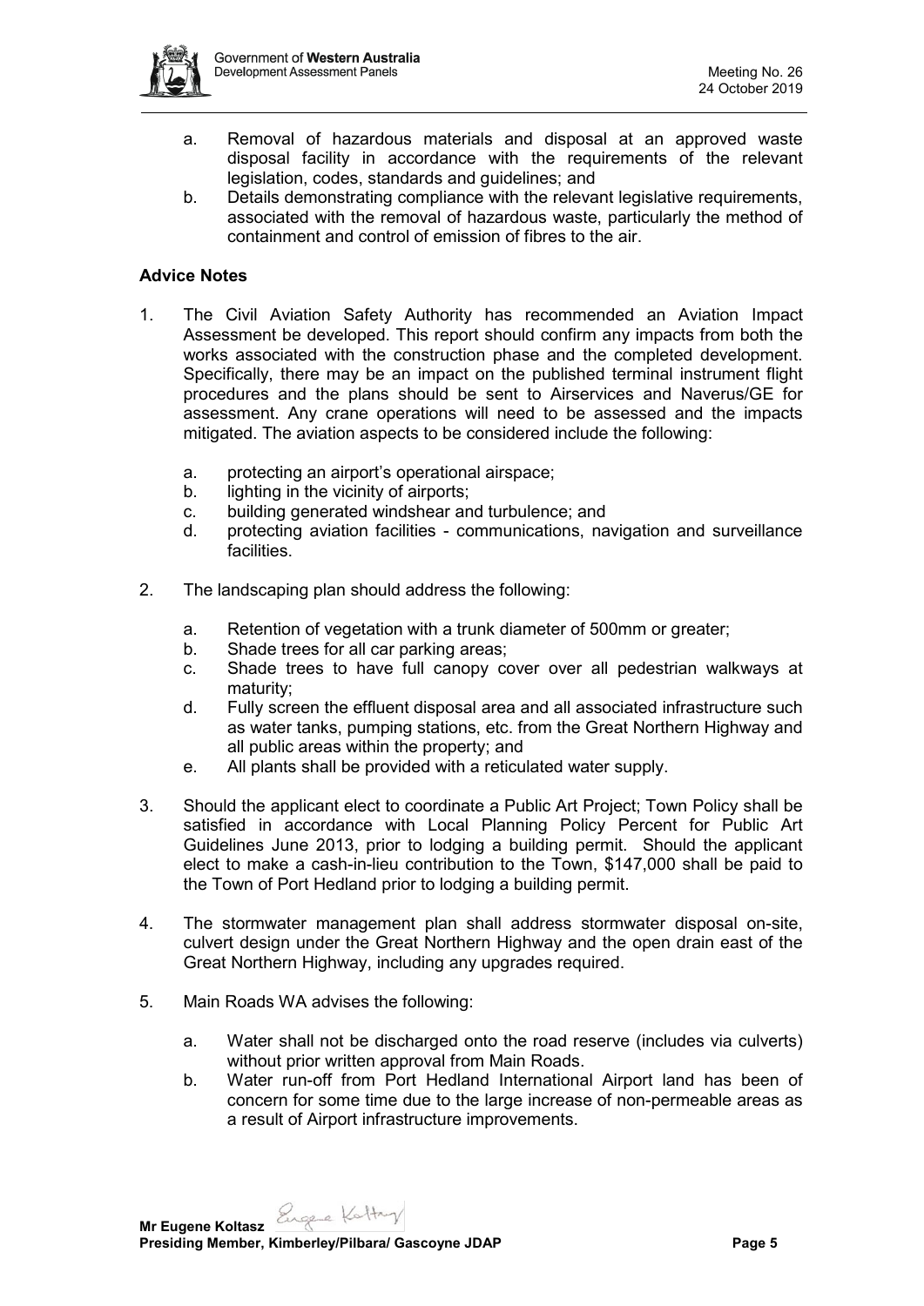a. Removal of hazardous materials and disposal at an approved waste disposal facility in accordance with the requirements of the relevant legislation, codes, standards and guidelines; and
b. Details demonstrating compliance with the relevant legislative requirements, associated with the removal of hazardous waste, particularly the method of containment and control of emission of fibres to the air.

**Advice Notes**

1. The Civil Aviation Safety Authority has recommended an Aviation Impact Assessment be developed. This report should confirm any impacts from both the works associated with the construction phase and the completed development. Specifically, there may be an impact on the published terminal instrument flight procedures and the plans should be sent to Airservices and Naverus/GE for assessment. Any crane operations will need to be assessed and the impacts mitigated. The aviation aspects to be considered include the following:

   a. protecting an airport's operational airspace;
   b. lighting in the vicinity of airports;
   c. building generated windshear and turbulence; and
   d. protecting aviation facilities - communications, navigation and surveillance facilities.

2. The landscaping plan should address the following:

   a. Retention of vegetation with a trunk diameter of 500mm or greater;
   b. Shade trees for all car parking areas;
   c. Shade trees to have full canopy cover over all pedestrian walkways at maturity;
   d. Fully screen the effluent disposal area and all associated infrastructure such as water tanks, pumping stations, etc. from the Great Northern Highway and all public areas within the property; and
   e. All plants shall be provided with a reticulated water supply.

3. Should the applicant elect to coordinate a Public Art Project; Town Policy shall be satisfied in accordance with Local Planning Policy Percent for Public Art Guidelines June 2013, prior to lodging a building permit. Should the applicant elect to make a cash-in-lieu contribution to the Town, $147,000 shall be paid to the Town of Port Hedland prior to lodging a building permit.

4. The stormwater management plan shall address stormwater disposal on-site, culvert design under the Great Northern Highway and the open drain east of the Great Northern Highway, including any upgrades required.

5. Main Roads WA advises the following:

   a. Water shall not be discharged onto the road reserve (includes via culverts) without prior written approval from Main Roads.
   b. Water run-off from Port Hedland International Airport land has been of concern for some time due to the large increase of non-permeable areas as a result of Airport infrastructure improvements.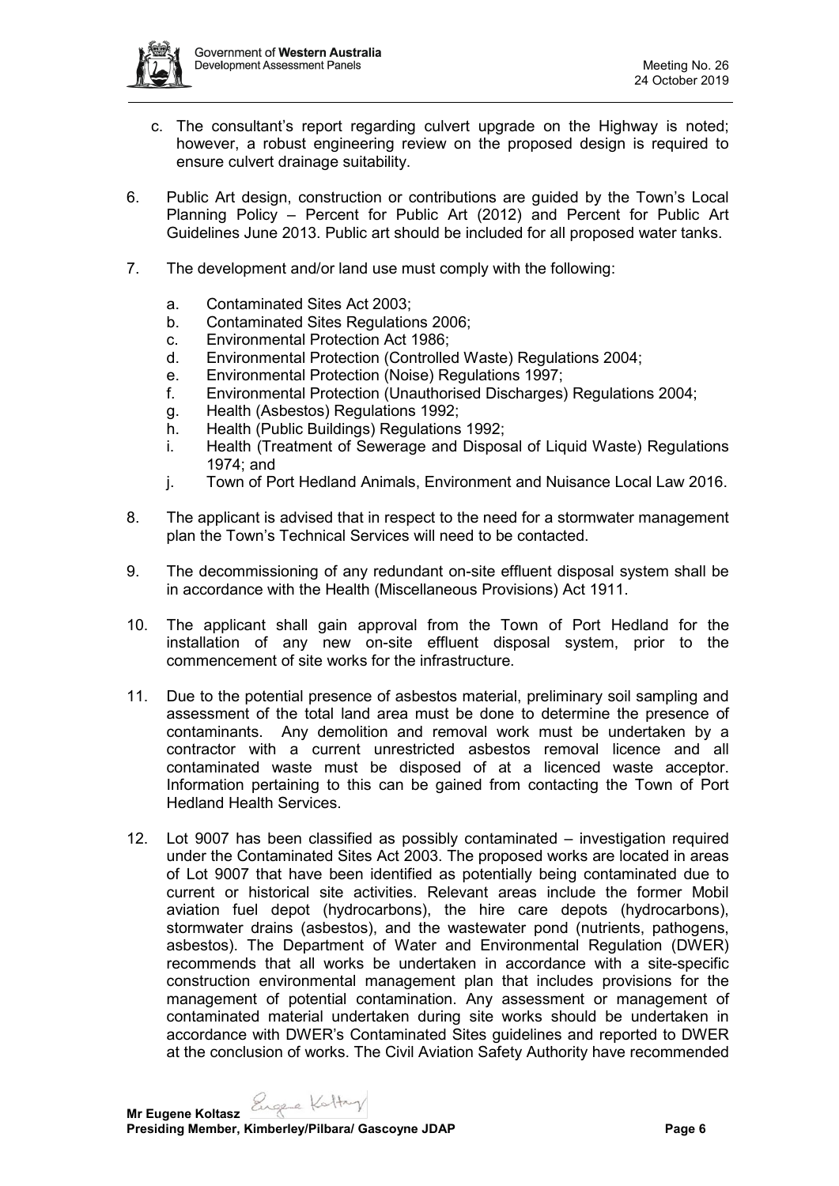c. The consultant's report regarding culvert upgrade on the Highway is noted; however, a robust engineering review on the proposed design is required to ensure culvert drainage suitability.

6. Public Art design, construction or contributions are guided by the Town's Local Planning Policy – Percent for Public Art (2012) and Percent for Public Art Guidelines June 2013. Public art should be included for all proposed water tanks.

7. The development and/or land use must comply with the following:

    a. Contaminated Sites Act 2003;
    b. Contaminated Sites Regulations 2006;
    c. Environmental Protection Act 1986;
    d. Environmental Protection (Controlled Waste) Regulations 2004;
    e. Environmental Protection (Noise) Regulations 1997;
    f. Environmental Protection (Unauthorised Discharges) Regulations 2004;
    g. Health (Asbestos) Regulations 1992;
    h. Health (Public Buildings) Regulations 1992;
    i. Health (Treatment of Sewerage and Disposal of Liquid Waste) Regulations 1974; and
    j. Town of Port Hedland Animals, Environment and Nuisance Local Law 2016.

8. The applicant is advised that in respect to the need for a stormwater management plan the Town's Technical Services will need to be contacted.

9. The decommissioning of any redundant on-site effluent disposal system shall be in accordance with the Health (Miscellaneous Provisions) Act 1911.

10. The applicant shall gain approval from the Town of Port Hedland for the installation of any new on-site effluent disposal system, prior to the commencement of site works for the infrastructure.

11. Due to the potential presence of asbestos material, preliminary soil sampling and assessment of the total land area must be done to determine the presence of contaminants. Any demolition and removal work must be undertaken by a contractor with a current unrestricted asbestos removal licence and all contaminated waste must be disposed of at a licenced waste acceptor. Information pertaining to this can be gained from contacting the Town of Port Hedland Health Services.

12. Lot 9007 has been classified as possibly contaminated – investigation required under the Contaminated Sites Act 2003. The proposed works are located in areas of Lot 9007 that have been identified as potentially being contaminated due to current or historical site activities. Relevant areas include the former Mobil aviation fuel depot (hydrocarbons), the hire care depots (hydrocarbons), stormwater drains (asbestos), and the wastewater pond (nutrients, pathogens, asbestos). The Department of Water and Environmental Regulation (DWER) recommends that all works be undertaken in accordance with a site-specific construction environmental management plan that includes provisions for the management of potential contamination. Any assessment or management of contaminated material undertaken during site works should be undertaken in accordance with DWER's Contaminated Sites guidelines and reported to DWER at the conclusion of works. The Civil Aviation Safety Authority have recommended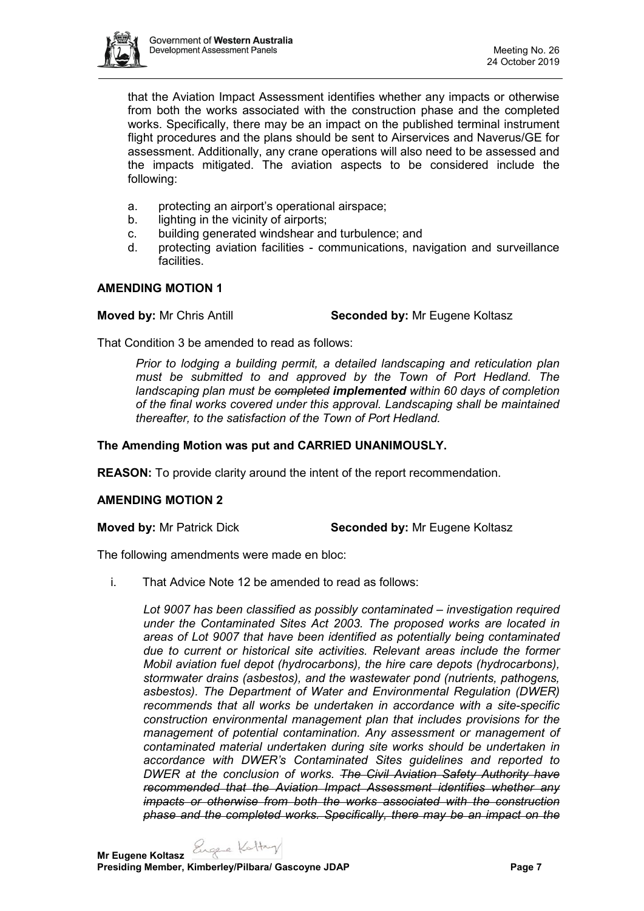that the Aviation Impact Assessment identifies whether any impacts or otherwise from both the works associated with the construction phase and the completed works. Specifically, there may be an impact on the published terminal instrument flight procedures and the plans should be sent to Airservices and Naverus/GE for assessment. Additionally, any crane operations will also need to be assessed and the impacts mitigated. The aviation aspects to be considered include the following:

a. protecting an airport's operational airspace;
b. lighting in the vicinity of airports;
c. building generated windshear and turbulence; and
d. protecting aviation facilities - communications, navigation and surveillance facilities.

**AMENDING MOTION 1**

**Moved by:** Mr Chris Antill **Seconded by:** Mr Eugene Koltasz

That Condition 3 be amended to read as follows:

> *Prior to lodging a building permit, a detailed landscaping and reticulation plan must be submitted to and approved by the Town of Port Hedland. The landscaping plan must be ~~completed~~ **implemented** within 60 days of completion of the final works covered under this approval. Landscaping shall be maintained thereafter, to the satisfaction of the Town of Port Hedland.*

**The Amending Motion was put and CARRIED UNANIMOUSLY.**

**REASON:** To provide clarity around the intent of the report recommendation.

**AMENDING MOTION 2**

**Moved by:** Mr Patrick Dick **Seconded by:** Mr Eugene Koltasz

The following amendments were made en bloc:

i. That Advice Note 12 be amended to read as follows:

> *Lot 9007 has been classified as possibly contaminated – investigation required under the Contaminated Sites Act 2003. The proposed works are located in areas of Lot 9007 that have been identified as potentially being contaminated due to current or historical site activities. Relevant areas include the former Mobil aviation fuel depot (hydrocarbons), the hire care depots (hydrocarbons), stormwater drains (asbestos), and the wastewater pond (nutrients, pathogens, asbestos). The Department of Water and Environmental Regulation (DWER) recommends that all works be undertaken in accordance with a site-specific construction environmental management plan that includes provisions for the management of potential contamination. Any assessment or management of contaminated material undertaken during site works should be undertaken in accordance with DWER's Contaminated Sites guidelines and reported to DWER at the conclusion of works. ~~The Civil Aviation Safety Authority have recommended that the Aviation Impact Assessment identifies whether any impacts or otherwise from both the works associated with the construction phase and the completed works. Specifically, there may be an impact on the~~*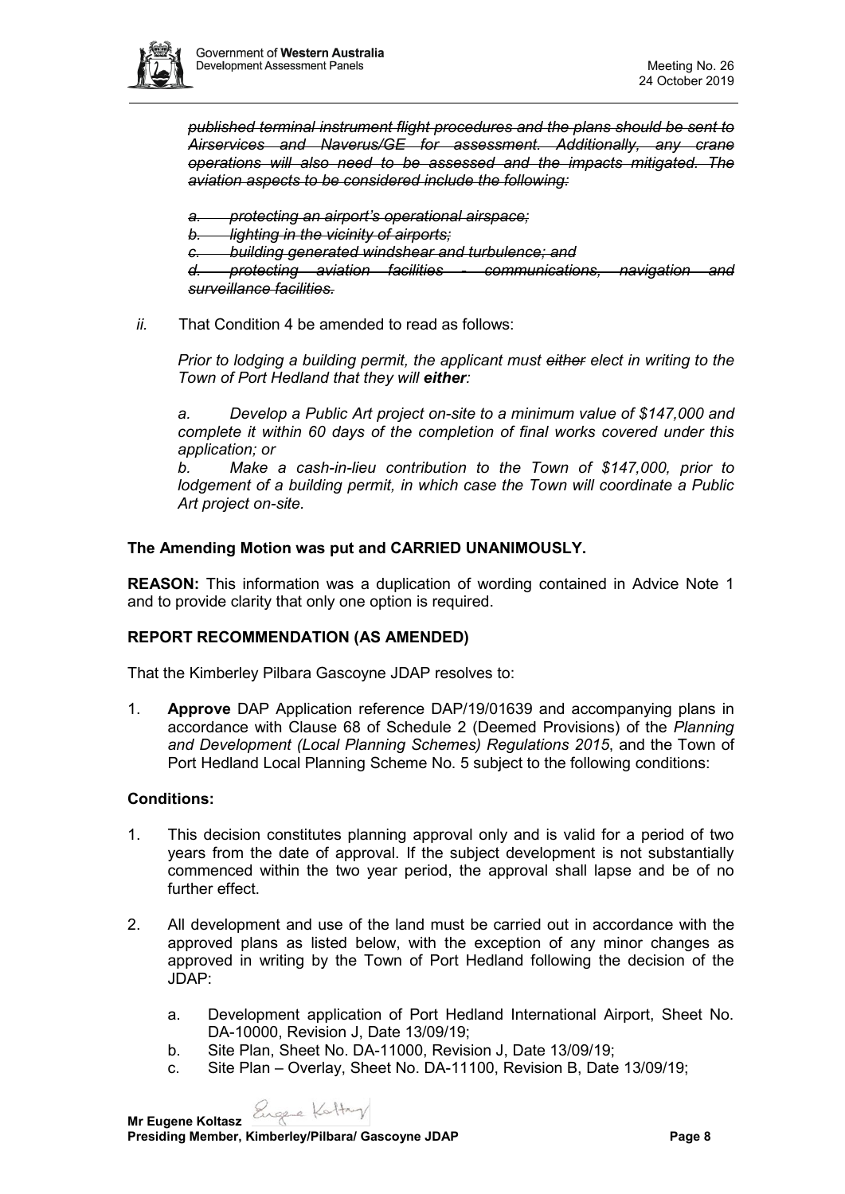~~*published terminal instrument flight procedures and the plans should be sent to Airservices and Naverus/GE for assessment. Additionally, any crane operations will also need to be assessed and the impacts mitigated. The aviation aspects to be considered include the following:*~~

~~*a. protecting an airport's operational airspace;*~~
~~*b. lighting in the vicinity of airports;*~~
~~*c. building generated windshear and turbulence; and*~~
~~*d. protecting aviation facilities - communications, navigation and surveillance facilities.*~~

*ii.* That Condition 4 be amended to read as follows:

*Prior to lodging a building permit, the applicant must ~~either~~ elect in writing to the Town of Port Hedland that they will **either**:*

*a. Develop a Public Art project on-site to a minimum value of $147,000 and complete it within 60 days of the completion of final works covered under this application; or*

*b. Make a cash-in-lieu contribution to the Town of $147,000, prior to lodgement of a building permit, in which case the Town will coordinate a Public Art project on-site.*

**The Amending Motion was put and CARRIED UNANIMOUSLY.**

**REASON:** This information was a duplication of wording contained in Advice Note 1 and to provide clarity that only one option is required.

**REPORT RECOMMENDATION (AS AMENDED)**

That the Kimberley Pilbara Gascoyne JDAP resolves to:

1. **Approve** DAP Application reference DAP/19/01639 and accompanying plans in accordance with Clause 68 of Schedule 2 (Deemed Provisions) of the *Planning and Development (Local Planning Schemes) Regulations 2015*, and the Town of Port Hedland Local Planning Scheme No. 5 subject to the following conditions:

**Conditions:**

1. This decision constitutes planning approval only and is valid for a period of two years from the date of approval. If the subject development is not substantially commenced within the two year period, the approval shall lapse and be of no further effect.

2. All development and use of the land must be carried out in accordance with the approved plans as listed below, with the exception of any minor changes as approved in writing by the Town of Port Hedland following the decision of the JDAP:

   a. Development application of Port Hedland International Airport, Sheet No. DA-10000, Revision J, Date 13/09/19;
   b. Site Plan, Sheet No. DA-11000, Revision J, Date 13/09/19;
   c. Site Plan – Overlay, Sheet No. DA-11100, Revision B, Date 13/09/19;

**Mr Eugene Koltasz**
**Presiding Member, Kimberley/Pilbara/ Gascoyne JDAP**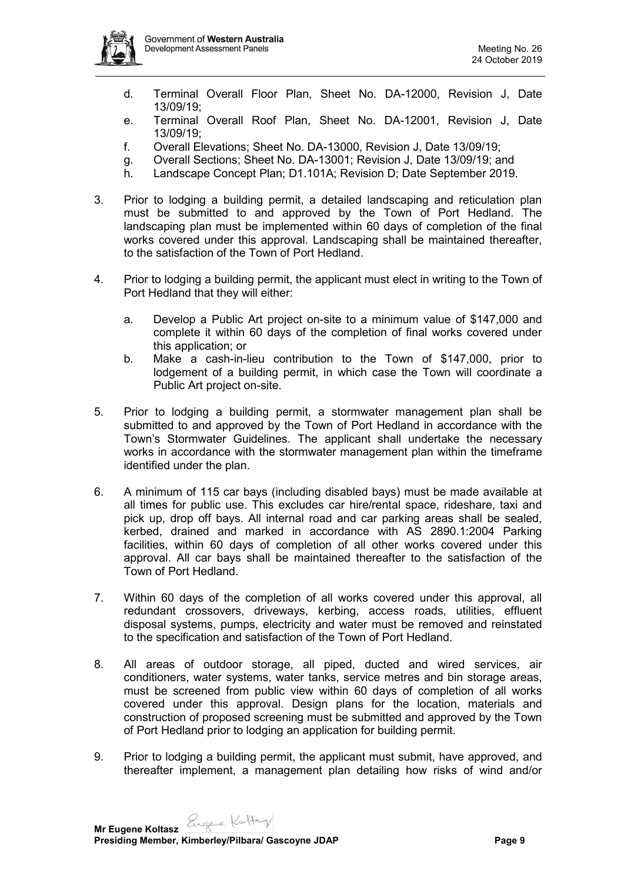d. Terminal Overall Floor Plan, Sheet No. DA-12000, Revision J, Date 13/09/19;
   e. Terminal Overall Roof Plan, Sheet No. DA-12001, Revision J, Date 13/09/19;
   f. Overall Elevations; Sheet No. DA-13000, Revision J, Date 13/09/19;
   g. Overall Sections; Sheet No. DA-13001; Revision J, Date 13/09/19; and
   h. Landscape Concept Plan; D1.101A; Revision D; Date September 2019.

3. Prior to lodging a building permit, a detailed landscaping and reticulation plan must be submitted to and approved by the Town of Port Hedland. The landscaping plan must be implemented within 60 days of completion of the final works covered under this approval. Landscaping shall be maintained thereafter, to the satisfaction of the Town of Port Hedland.

4. Prior to lodging a building permit, the applicant must elect in writing to the Town of Port Hedland that they will either:

   a. Develop a Public Art project on-site to a minimum value of $147,000 and complete it within 60 days of the completion of final works covered under this application; or
   b. Make a cash-in-lieu contribution to the Town of $147,000, prior to lodgement of a building permit, in which case the Town will coordinate a Public Art project on-site.

5. Prior to lodging a building permit, a stormwater management plan shall be submitted to and approved by the Town of Port Hedland in accordance with the Town's Stormwater Guidelines. The applicant shall undertake the necessary works in accordance with the stormwater management plan within the timeframe identified under the plan.

6. A minimum of 115 car bays (including disabled bays) must be made available at all times for public use. This excludes car hire/rental space, rideshare, taxi and pick up, drop off bays. All internal road and car parking areas shall be sealed, kerbed, drained and marked in accordance with AS 2890.1:2004 Parking facilities, within 60 days of completion of all other works covered under this approval. All car bays shall be maintained thereafter to the satisfaction of the Town of Port Hedland.

7. Within 60 days of the completion of all works covered under this approval, all redundant crossovers, driveways, kerbing, access roads, utilities, effluent disposal systems, pumps, electricity and water must be removed and reinstated to the specification and satisfaction of the Town of Port Hedland.

8. All areas of outdoor storage, all piped, ducted and wired services, air conditioners, water systems, water tanks, service metres and bin storage areas, must be screened from public view within 60 days of completion of all works covered under this approval. Design plans for the location, materials and construction of proposed screening must be submitted and approved by the Town of Port Hedland prior to lodging an application for building permit.

9. Prior to lodging a building permit, the applicant must submit, have approved, and thereafter implement, a management plan detailing how risks of wind and/or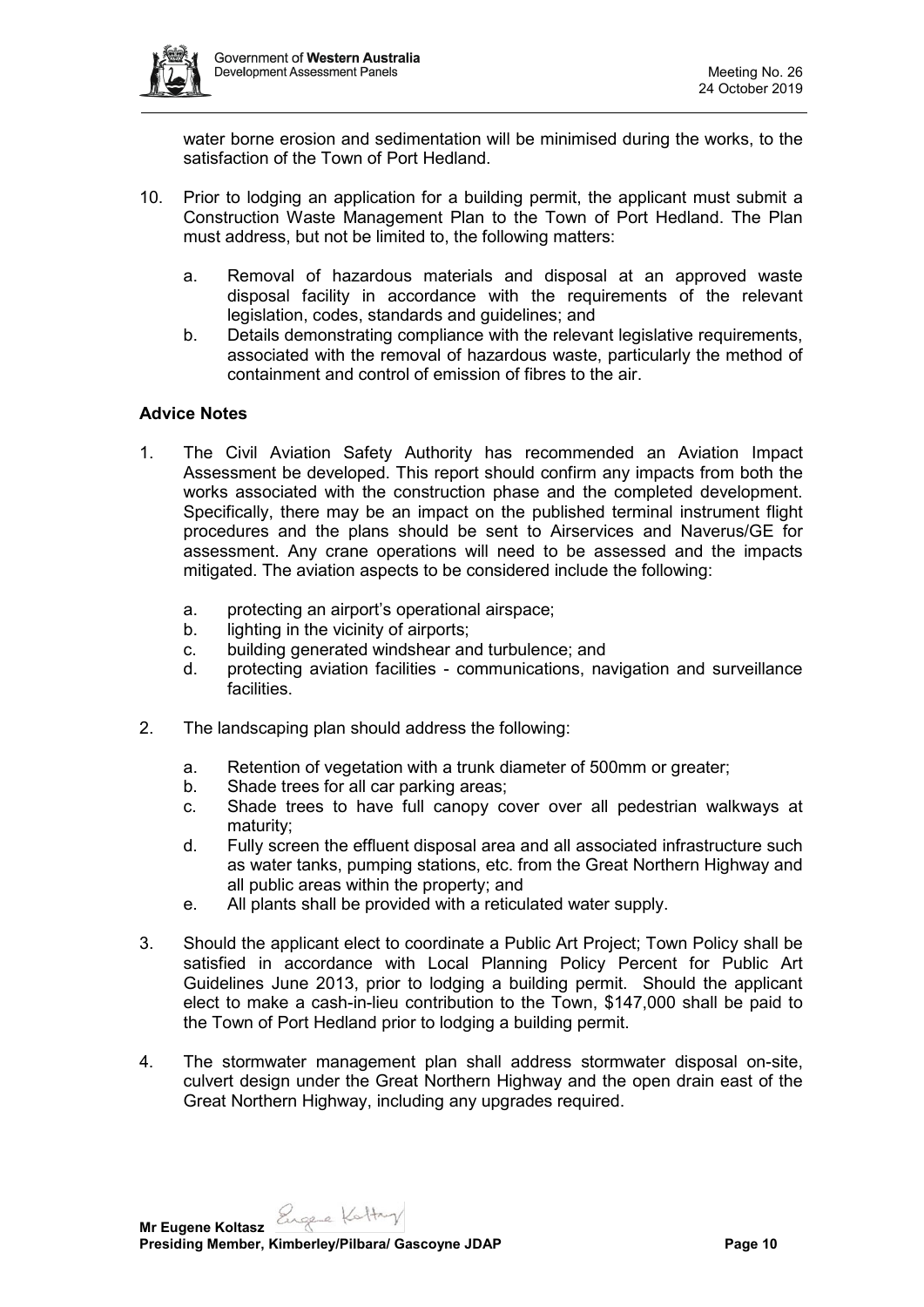water borne erosion and sedimentation will be minimised during the works, to the satisfaction of the Town of Port Hedland.

10. Prior to lodging an application for a building permit, the applicant must submit a Construction Waste Management Plan to the Town of Port Hedland. The Plan must address, but not be limited to, the following matters:

    a. Removal of hazardous materials and disposal at an approved waste disposal facility in accordance with the requirements of the relevant legislation, codes, standards and guidelines; and
    b. Details demonstrating compliance with the relevant legislative requirements, associated with the removal of hazardous waste, particularly the method of containment and control of emission of fibres to the air.

**Advice Notes**

1. The Civil Aviation Safety Authority has recommended an Aviation Impact Assessment be developed. This report should confirm any impacts from both the works associated with the construction phase and the completed development. Specifically, there may be an impact on the published terminal instrument flight procedures and the plans should be sent to Airservices and Naverus/GE for assessment. Any crane operations will need to be assessed and the impacts mitigated. The aviation aspects to be considered include the following:

    a. protecting an airport's operational airspace;
    b. lighting in the vicinity of airports;
    c. building generated windshear and turbulence; and
    d. protecting aviation facilities - communications, navigation and surveillance facilities.

2. The landscaping plan should address the following:

    a. Retention of vegetation with a trunk diameter of 500mm or greater;
    b. Shade trees for all car parking areas;
    c. Shade trees to have full canopy cover over all pedestrian walkways at maturity;
    d. Fully screen the effluent disposal area and all associated infrastructure such as water tanks, pumping stations, etc. from the Great Northern Highway and all public areas within the property; and
    e. All plants shall be provided with a reticulated water supply.

3. Should the applicant elect to coordinate a Public Art Project; Town Policy shall be satisfied in accordance with Local Planning Policy Percent for Public Art Guidelines June 2013, prior to lodging a building permit. Should the applicant elect to make a cash-in-lieu contribution to the Town, $147,000 shall be paid to the Town of Port Hedland prior to lodging a building permit.

4. The stormwater management plan shall address stormwater disposal on-site, culvert design under the Great Northern Highway and the open drain east of the Great Northern Highway, including any upgrades required.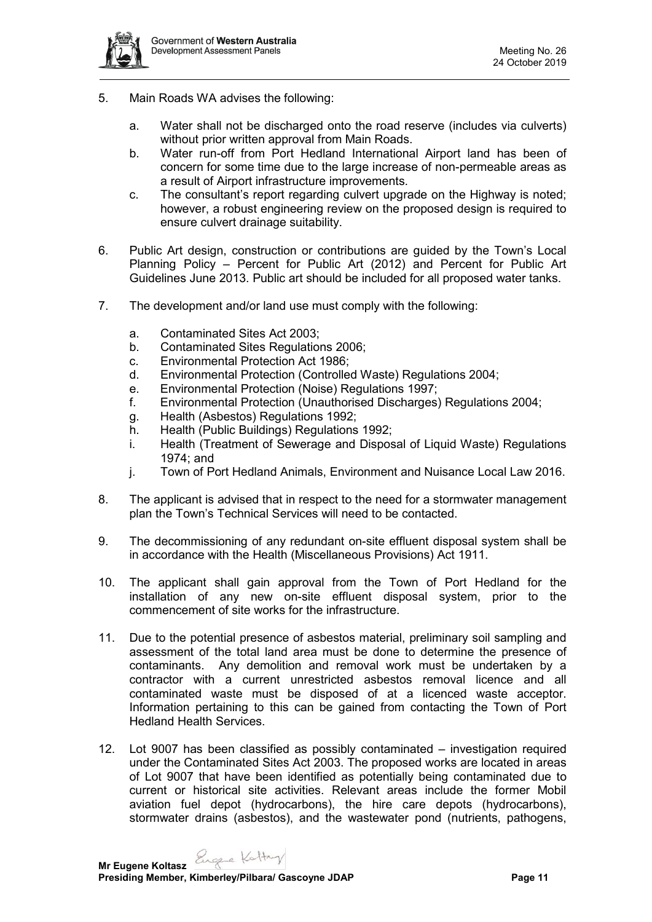5. Main Roads WA advises the following:

   a. Water shall not be discharged onto the road reserve (includes via culverts) without prior written approval from Main Roads.
   b. Water run-off from Port Hedland International Airport land has been of concern for some time due to the large increase of non-permeable areas as a result of Airport infrastructure improvements.
   c. The consultant's report regarding culvert upgrade on the Highway is noted; however, a robust engineering review on the proposed design is required to ensure culvert drainage suitability.

6. Public Art design, construction or contributions are guided by the Town's Local Planning Policy – Percent for Public Art (2012) and Percent for Public Art Guidelines June 2013. Public art should be included for all proposed water tanks.

7. The development and/or land use must comply with the following:

   a. Contaminated Sites Act 2003;
   b. Contaminated Sites Regulations 2006;
   c. Environmental Protection Act 1986;
   d. Environmental Protection (Controlled Waste) Regulations 2004;
   e. Environmental Protection (Noise) Regulations 1997;
   f. Environmental Protection (Unauthorised Discharges) Regulations 2004;
   g. Health (Asbestos) Regulations 1992;
   h. Health (Public Buildings) Regulations 1992;
   i. Health (Treatment of Sewerage and Disposal of Liquid Waste) Regulations 1974; and
   j. Town of Port Hedland Animals, Environment and Nuisance Local Law 2016.

8. The applicant is advised that in respect to the need for a stormwater management plan the Town's Technical Services will need to be contacted.

9. The decommissioning of any redundant on-site effluent disposal system shall be in accordance with the Health (Miscellaneous Provisions) Act 1911.

10. The applicant shall gain approval from the Town of Port Hedland for the installation of any new on-site effluent disposal system, prior to the commencement of site works for the infrastructure.

11. Due to the potential presence of asbestos material, preliminary soil sampling and assessment of the total land area must be done to determine the presence of contaminants. Any demolition and removal work must be undertaken by a contractor with a current unrestricted asbestos removal licence and all contaminated waste must be disposed of at a licenced waste acceptor. Information pertaining to this can be gained from contacting the Town of Port Hedland Health Services.

12. Lot 9007 has been classified as possibly contaminated – investigation required under the Contaminated Sites Act 2003. The proposed works are located in areas of Lot 9007 that have been identified as potentially being contaminated due to current or historical site activities. Relevant areas include the former Mobil aviation fuel depot (hydrocarbons), the hire care depots (hydrocarbons), stormwater drains (asbestos), and the wastewater pond (nutrients, pathogens,

**Mr Eugene Koltasz**
**Presiding Member, Kimberley/Pilbara/ Gascoyne JDAP**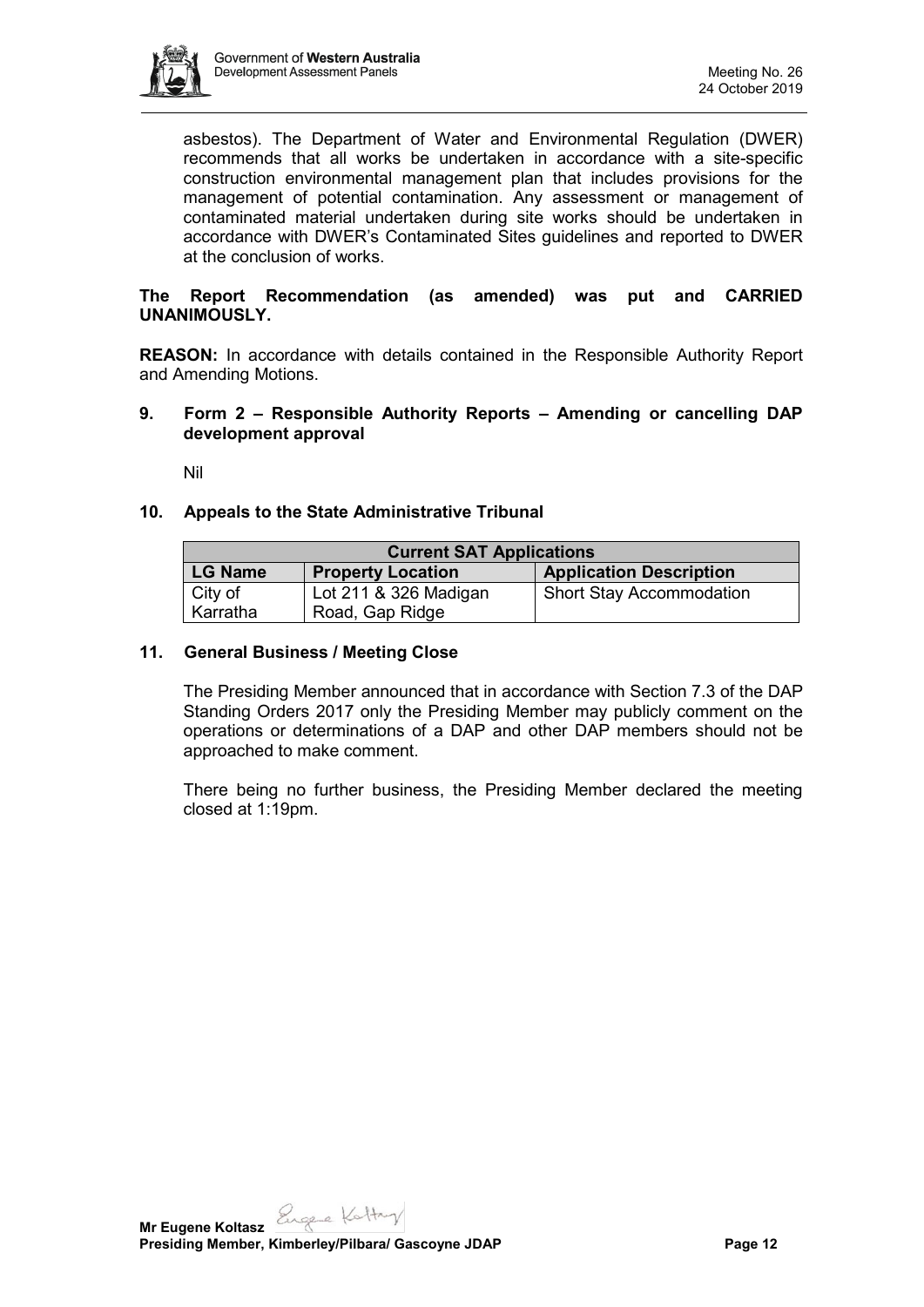asbestos). The Department of Water and Environmental Regulation (DWER) recommends that all works be undertaken in accordance with a site-specific construction environmental management plan that includes provisions for the management of potential contamination. Any assessment or management of contaminated material undertaken during site works should be undertaken in accordance with DWER's Contaminated Sites guidelines and reported to DWER at the conclusion of works.

**The Report Recommendation (as amended) was put and CARRIED UNANIMOUSLY.**

**REASON:** In accordance with details contained in the Responsible Authority Report and Amending Motions.

## 9. Form 2 – Responsible Authority Reports – Amending or cancelling DAP development approval

Nil

## 10. Appeals to the State Administrative Tribunal

| Current SAT Applications | | |
|---|---|---|
| **LG Name** | **Property Location** | **Application Description** |
| City of Karratha | Lot 211 & 326 Madigan Road, Gap Ridge | Short Stay Accommodation |

## 11. General Business / Meeting Close

The Presiding Member announced that in accordance with Section 7.3 of the DAP Standing Orders 2017 only the Presiding Member may publicly comment on the operations or determinations of a DAP and other DAP members should not be approached to make comment.

There being no further business, the Presiding Member declared the meeting closed at 1:19pm.

**Mr Eugene Koltasz**
**Presiding Member, Kimberley/Pilbara/ Gascoyne JDAP**